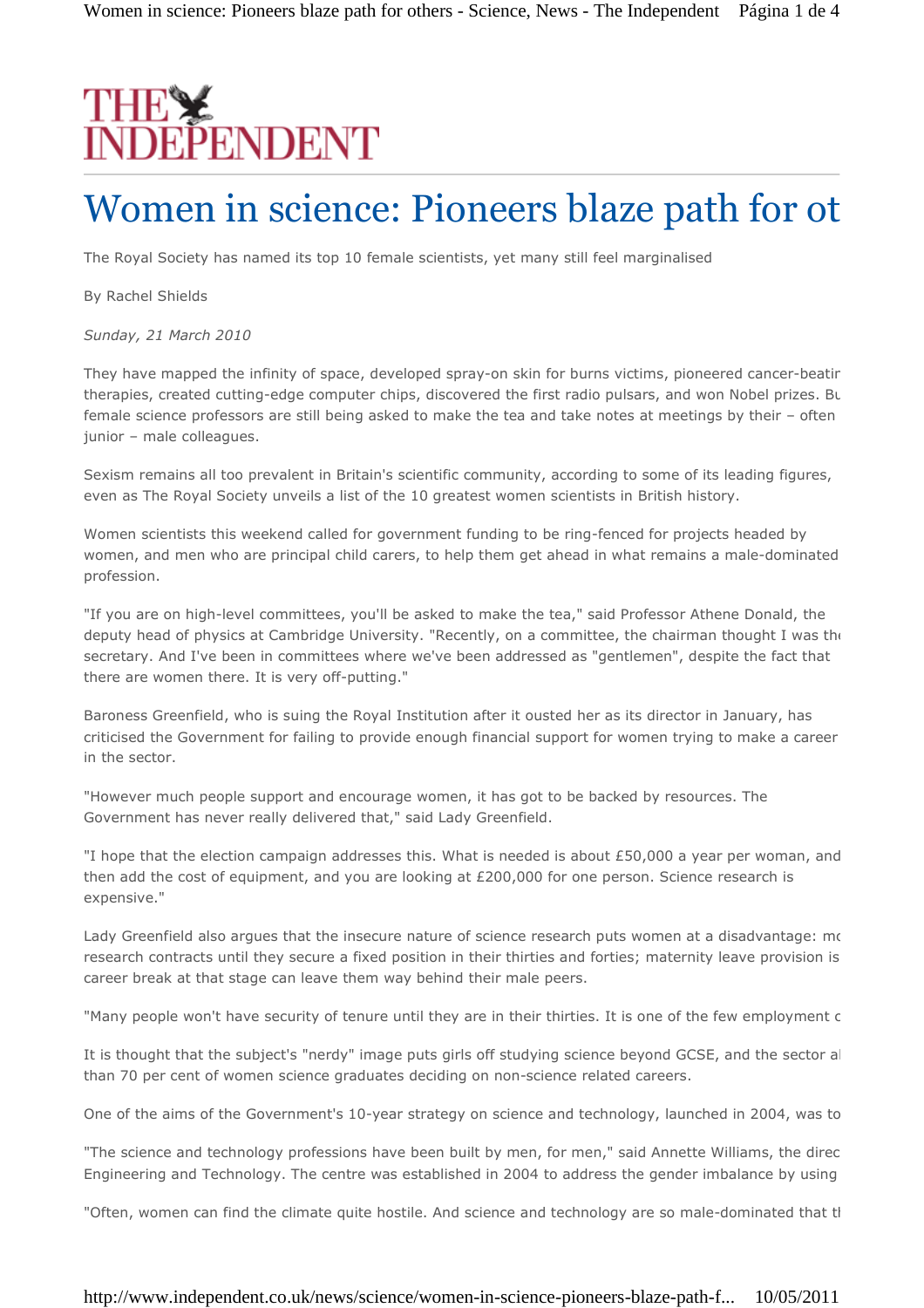THE INDEPENDENT

# Women in science: Pioneers blaze path for ot

The Royal Society has named its top 10 female scientists, yet many still feel marginalised

By Rachel Shields

*Sunday, 21 March 2010*

They have mapped the infinity of space, developed spray-on skin for burns victims, pioneered cancer-beatir therapies, created cutting-edge computer chips, discovered the first radio pulsars, and won Nobel prizes. Bu female science professors are still being asked to make the tea and take notes at meetings by their – often junior – male colleagues.

Sexism remains all too prevalent in Britain's scientific community, according to some of its leading figures, even as The Royal Society unveils a list of the 10 greatest women scientists in British history.

Women scientists this weekend called for government funding to be ring-fenced for projects headed by women, and men who are principal child carers, to help them get ahead in what remains a male-dominated profession.

"If you are on high-level committees, you'll be asked to make the tea," said Professor Athene Donald, the deputy head of physics at Cambridge University. "Recently, on a committee, the chairman thought I was the secretary. And I've been in committees where we've been addressed as "gentlemen", despite the fact that there are women there. It is very off-putting."

Baroness Greenfield, who is suing the Royal Institution after it ousted her as its director in January, has criticised the Government for failing to provide enough financial support for women trying to make a career in the sector.

"However much people support and encourage women, it has got to be backed by resources. The Government has never really delivered that," said Lady Greenfield.

"I hope that the election campaign addresses this. What is needed is about £50,000 a year per woman, and then add the cost of equipment, and you are looking at £200,000 for one person. Science research is expensive."

Lady Greenfield also argues that the insecure nature of science research puts women at a disadvantage: mo research contracts until they secure a fixed position in their thirties and forties; maternity leave provision is career break at that stage can leave them way behind their male peers.

"Many people won't have security of tenure until they are in their thirties. It is one of the few employment c

It is thought that the subject's "nerdy" image puts girls off studying science beyond GCSE, and the sector al than 70 per cent of women science graduates deciding on non-science related careers.

One of the aims of the Government's 10-year strategy on science and technology, launched in 2004, was to

"The science and technology professions have been built by men, for men," said Annette Williams, the direc Engineering and Technology. The centre was established in 2004 to address the gender imbalance by using

"Often, women can find the climate quite hostile. And science and technology are so male-dominated that tl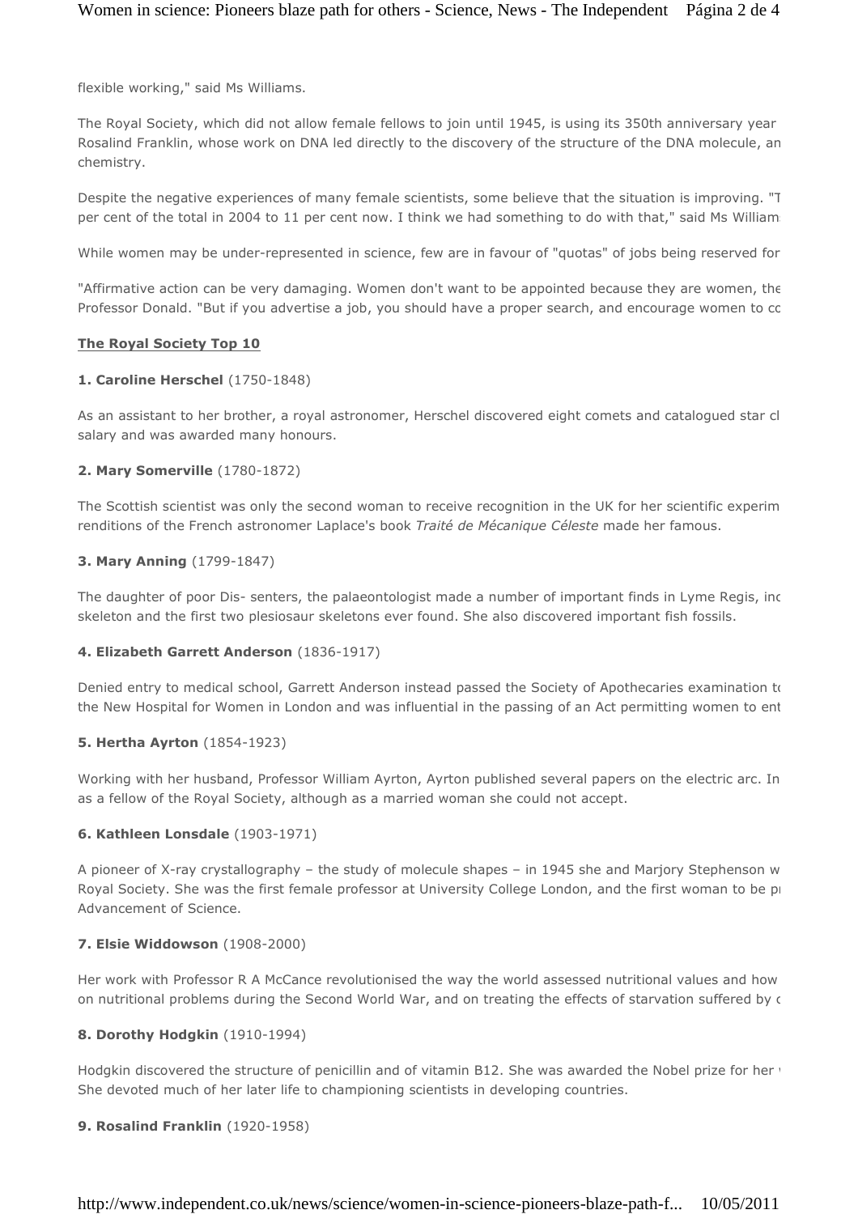flexible working," said Ms Williams.

The Royal Society, which did not allow female fellows to join until 1945, is using its 350th anniversary year Rosalind Franklin, whose work on DNA led directly to the discovery of the structure of the DNA molecule, an chemistry.

Despite the negative experiences of many female scientists, some believe that the situation is improving. "T per cent of the total in 2004 to 11 per cent now. I think we had something to do with that," said Ms William

While women may be under-represented in science, few are in favour of "quotas" of jobs being reserved for

"Affirmative action can be very damaging. Women don't want to be appointed because they are women, the Professor Donald. "But if you advertise a job, you should have a proper search, and encourage women to cc

**The Royal Society Top 10**

**1. Caroline Herschel** (1750-1848)

As an assistant to her brother, a royal astronomer, Herschel discovered eight comets and catalogued star cl salary and was awarded many honours.

**2. Mary Somerville** (1780-1872)

The Scottish scientist was only the second woman to receive recognition in the UK for her scientific experim renditions of the French astronomer Laplace's book *Traité de Mécanique Céleste* made her famous.

**3. Mary Anning** (1799-1847)

The daughter of poor Dis- senters, the palaeontologist made a number of important finds in Lyme Regis, inc skeleton and the first two plesiosaur skeletons ever found. She also discovered important fish fossils.

**4. Elizabeth Garrett Anderson** (1836-1917)

Denied entry to medical school, Garrett Anderson instead passed the Society of Apothecaries examination to the New Hospital for Women in London and was influential in the passing of an Act permitting women to ent

**5. Hertha Ayrton** (1854-1923)

Working with her husband, Professor William Ayrton, Ayrton published several papers on the electric arc. In as a fellow of the Royal Society, although as a married woman she could not accept.

**6. Kathleen Lonsdale** (1903-1971)

A pioneer of X-ray crystallography – the study of molecule shapes – in 1945 she and Marjory Stephenson w Royal Society. She was the first female professor at University College London, and the first woman to be pı Advancement of Science.

**7. Elsie Widdowson** (1908-2000)

Her work with Professor R A McCance revolutionised the way the world assessed nutritional values and how on nutritional problems during the Second World War, and on treating the effects of starvation suffered by c

**8. Dorothy Hodgkin** (1910-1994)

Hodgkin discovered the structure of penicillin and of vitamin B12. She was awarded the Nobel prize for her She devoted much of her later life to championing scientists in developing countries.

**9. Rosalind Franklin** (1920-1958)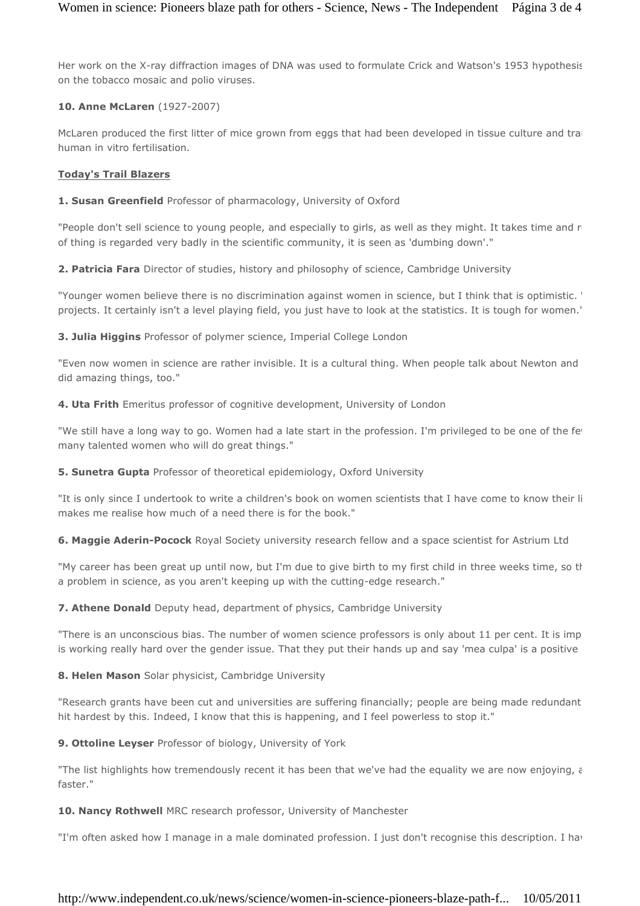Her work on the X-ray diffraction images of DNA was used to formulate Crick and Watson's 1953 hypothesis on the tobacco mosaic and polio viruses.

**10. Anne McLaren** (1927-2007)

McLaren produced the first litter of mice grown from eggs that had been developed in tissue culture and tra human in vitro fertilisation.

**Today's Trail Blazers**

**1. Susan Greenfield** Professor of pharmacology, University of Oxford

"People don't sell science to young people, and especially to girls, as well as they might. It takes time and r of thing is regarded very badly in the scientific community, it is seen as 'dumbing down'."

**2. Patricia Fara** Director of studies, history and philosophy of science, Cambridge University

"Younger women believe there is no discrimination against women in science, but I think that is optimistic. projects. It certainly isn't a level playing field, you just have to look at the statistics. It is tough for women."

**3. Julia Higgins** Professor of polymer science, Imperial College London

"Even now women in science are rather invisible. It is a cultural thing. When people talk about Newton and did amazing things, too."

**4. Uta Frith** Emeritus professor of cognitive development, University of London

"We still have a long way to go. Women had a late start in the profession. I'm privileged to be one of the fe many talented women who will do great things."

**5. Sunetra Gupta** Professor of theoretical epidemiology, Oxford University

"It is only since I undertook to write a children's book on women scientists that I have come to know their li makes me realise how much of a need there is for the book."

**6. Maggie Aderin-Pocock** Royal Society university research fellow and a space scientist for Astrium Ltd

"My career has been great up until now, but I'm due to give birth to my first child in three weeks time, so th a problem in science, as you aren't keeping up with the cutting-edge research."

**7. Athene Donald** Deputy head, department of physics, Cambridge University

"There is an unconscious bias. The number of women science professors is only about 11 per cent. It is imp is working really hard over the gender issue. That they put their hands up and say 'mea culpa' is a positive

**8. Helen Mason** Solar physicist, Cambridge University

"Research grants have been cut and universities are suffering financially; people are being made redundant hit hardest by this. Indeed, I know that this is happening, and I feel powerless to stop it."

**9. Ottoline Leyser** Professor of biology, University of York

"The list highlights how tremendously recent it has been that we've had the equality we are now enjoying, a faster."

**10. Nancy Rothwell** MRC research professor, University of Manchester

"I'm often asked how I manage in a male dominated profession. I just don't recognise this description. I hav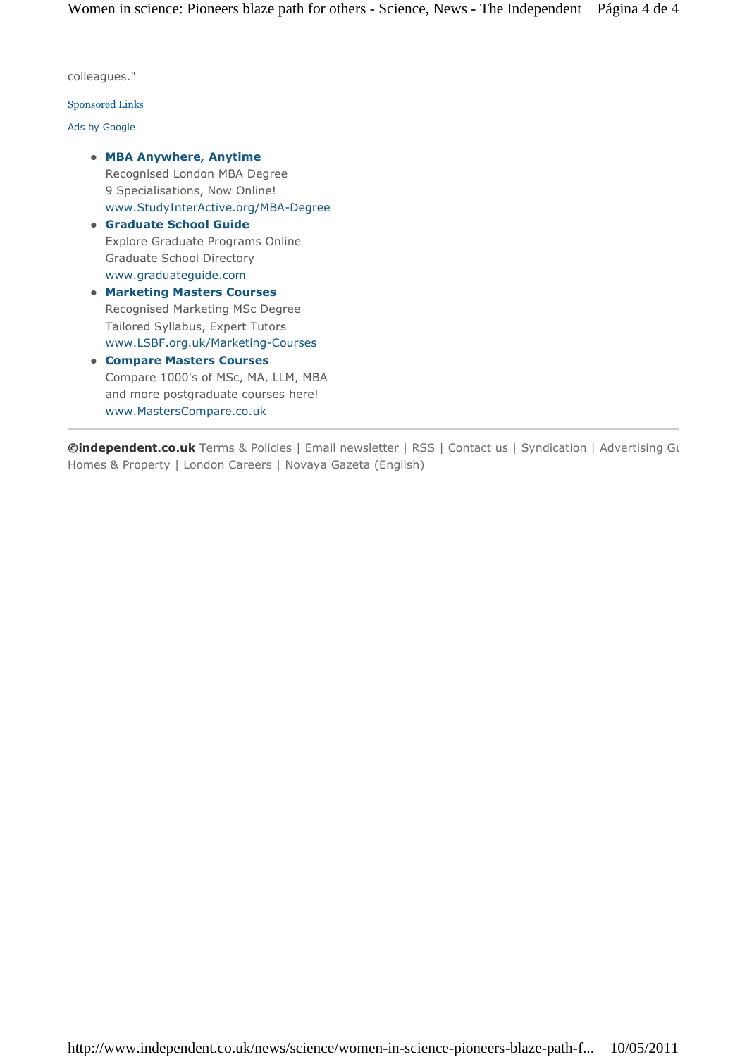colleagues."

Sponsored Links

Ads by Google

- **MBA Anywhere, Anytime**
  Recognised London MBA Degree
  9 Specialisations, Now Online!
  www.StudyInterActive.org/MBA-Degree
- **Graduate School Guide**
  Explore Graduate Programs Online
  Graduate School Directory
  www.graduateguide.com
- **Marketing Masters Courses**
  Recognised Marketing MSc Degree
  Tailored Syllabus, Expert Tutors
  www.LSBF.org.uk/Marketing-Courses
- **Compare Masters Courses**
  Compare 1000's of MSc, MA, LLM, MBA
  and more postgraduate courses here!
  www.MastersCompare.co.uk

---

**©independent.co.uk** Terms & Policies | Email newsletter | RSS | Contact us | Syndication | Advertising Gu
Homes & Property | London Careers | Novaya Gazeta (English)